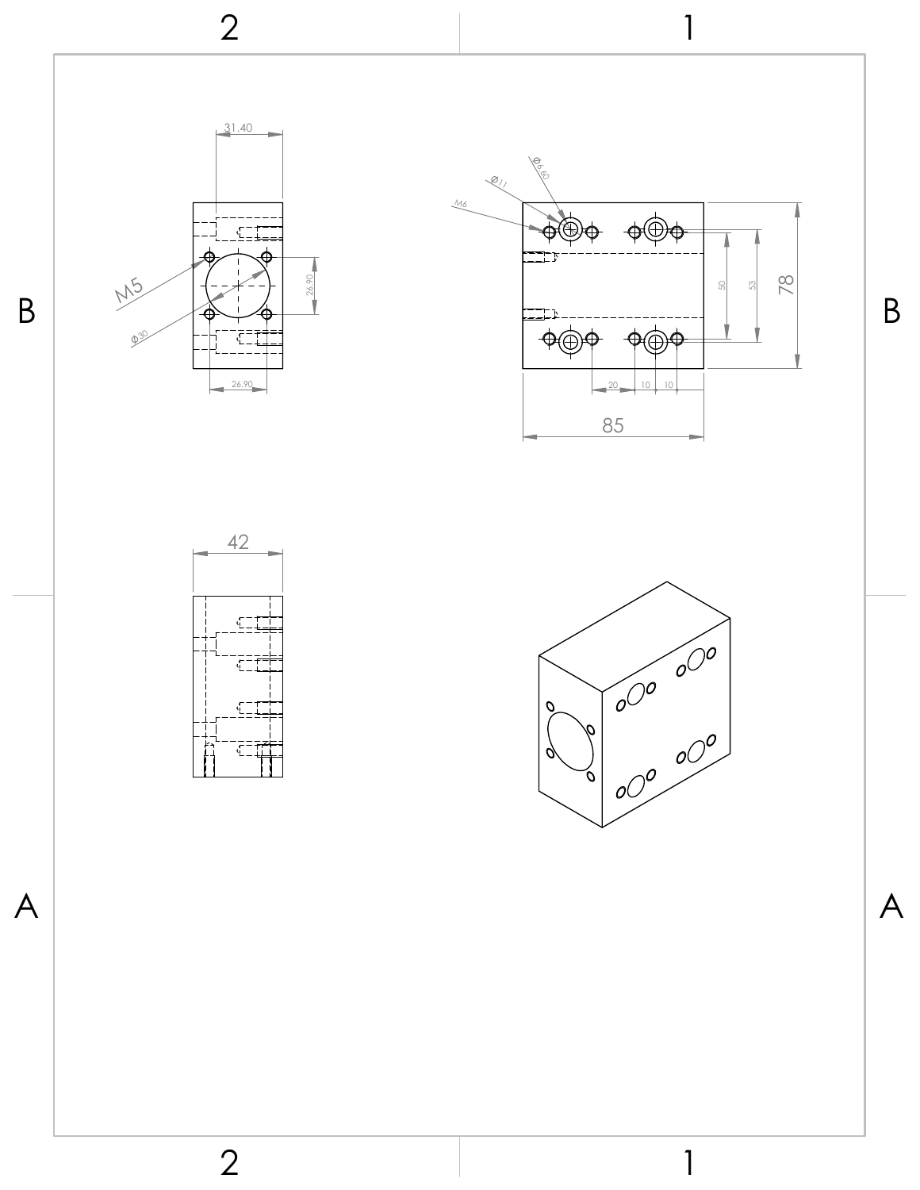31.40

M5

Ø30

26.90

26.90

Ø6.60

Ø11

M6

50

53

78

20

10

10

85

42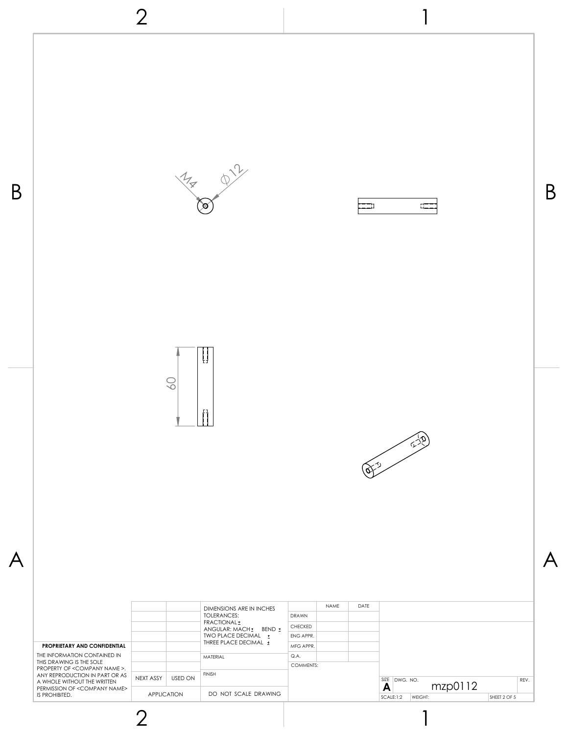M4

⌀12

60

| | | DIMENSIONS ARE IN INCHES TOLERANCES: FRACTIONAL ± ANGULAR: MACH ± BEND ± TWO PLACE DECIMAL ± THREE PLACE DECIMAL ± | | NAME | DATE |
|---|---|---|---|---|---|
| | | | DRAWN | | |
| | | | CHECKED | | |
| | | | ENG APPR. | | |
| | | | MFG APPR. | | |
| | | MATERIAL | Q.A. | | |
| | | | COMMENTS: | | |
| NEXT ASSY | USED ON | FINISH | | | |
| APPLICATION | | DO NOT SCALE DRAWING | | | |

**PROPRIETARY AND CONFIDENTIAL**

THE INFORMATION CONTAINED IN THIS DRAWING IS THE SOLE PROPERTY OF <COMPANY NAME >. ANY REPRODUCTION IN PART OR AS A WHOLE WITHOUT THE WRITTEN PERMISSION OF <COMPANY NAME> IS PROHIBITED.

| SIZE | DWG. NO. | REV. |
|---|---|---|
| A | mzp0112 | |

| SCALE:1:2 | WEIGHT: | SHEET 2 OF 5 |
|---|---|---|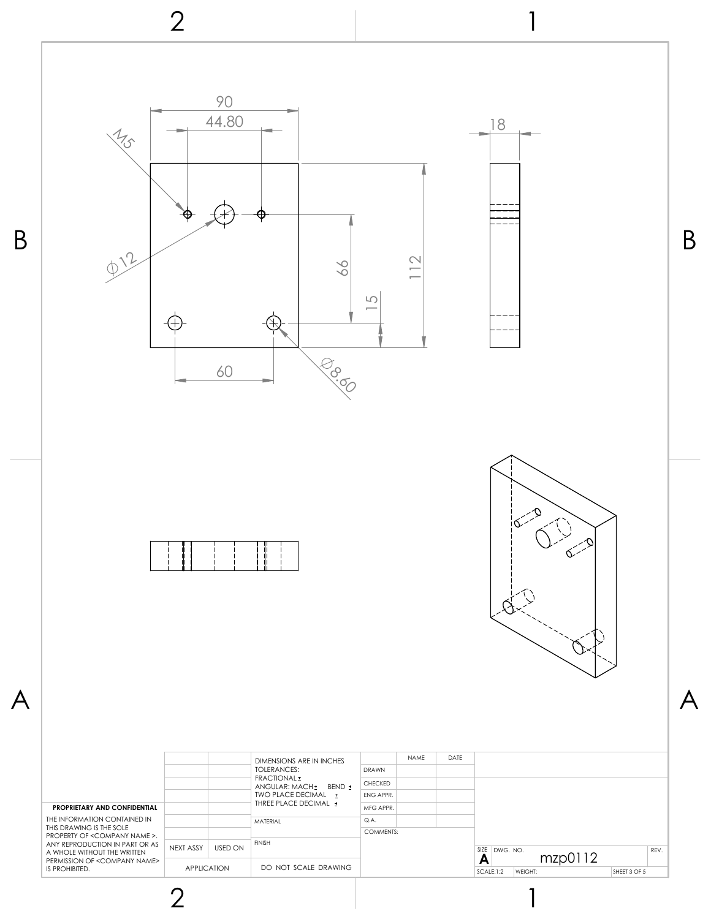90

44.80

M5

⌀12

66

15

112

18

60

⌀8.60

| | | DIMENSIONS ARE IN INCHES<br>TOLERANCES:<br>FRACTIONAL ±<br>ANGULAR: MACH ± BEND ±<br>TWO PLACE DECIMAL ±<br>THREE PLACE DECIMAL ± | | NAME | DATE |
|---|---|---|---|---|---|
| | | | DRAWN | | |
| | | | CHECKED | | |
| | | | ENG APPR. | | |
| | | | MFG APPR. | | |
| | | MATERIAL | Q.A. | | |
| | | | COMMENTS: | | |
| NEXT ASSY | USED ON | FINISH | | | |
| APPLICATION | | DO NOT SCALE DRAWING | | | |

**PROPRIETARY AND CONFIDENTIAL**

THE INFORMATION CONTAINED IN THIS DRAWING IS THE SOLE PROPERTY OF <COMPANY NAME >. ANY REPRODUCTION IN PART OR AS A WHOLE WITHOUT THE WRITTEN PERMISSION OF <COMPANY NAME> IS PROHIBITED.

| SIZE | DWG. NO. | REV. |
|---|---|---|
| A | mzp0112 | |

SCALE:1:2 | WEIGHT: | SHEET 3 OF 5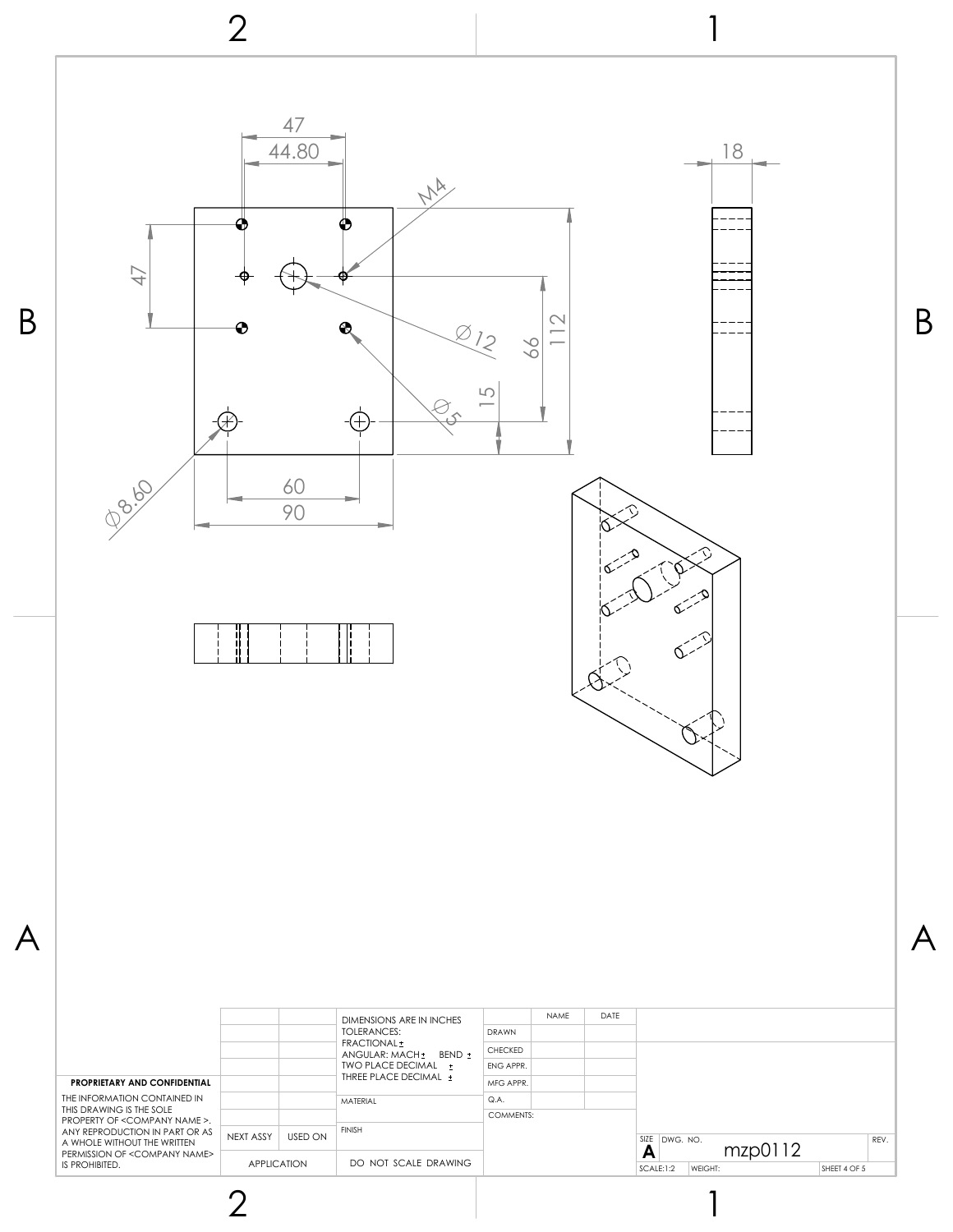47

44.80

M4

47

Ø12

66

112

15

Ø5

Ø8.60

60

90

18

| | | DIMENSIONS ARE IN INCHES<br>TOLERANCES:<br>FRACTIONAL ±<br>ANGULAR: MACH ± BEND ±<br>TWO PLACE DECIMAL ±<br>THREE PLACE DECIMAL ± | | NAME | DATE |
|---|---|---|---|---|---|
| | | | DRAWN | | |
| | | | CHECKED | | |
| | | | ENG APPR. | | |
| | | | MFG APPR. | | |
| | | MATERIAL | Q.A. | | |
| | | | COMMENTS: | | |
| NEXT ASSY | USED ON | FINISH | | | |
| APPLICATION | | DO NOT SCALE DRAWING | | | |

**PROPRIETARY AND CONFIDENTIAL**

THE INFORMATION CONTAINED IN THIS DRAWING IS THE SOLE PROPERTY OF <COMPANY NAME>. ANY REPRODUCTION IN PART OR AS A WHOLE WITHOUT THE WRITTEN PERMISSION OF <COMPANY NAME> IS PROHIBITED.

| SIZE | DWG. NO. | REV. |
|---|---|---|
| A | mzp0112 | |

| SCALE:1:2 | WEIGHT: | SHEET 4 OF 5 |
|---|---|---|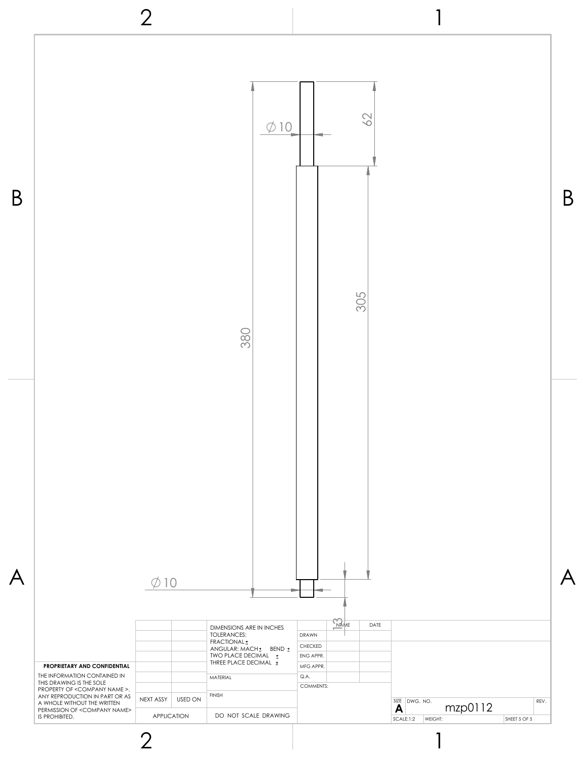∅10

62

305

380

∅10

13

| | | | | NAME | DATE |
|---|---|---|---|---|---|
| | | DIMENSIONS ARE IN INCHES<br>TOLERANCES:<br>FRACTIONAL ±<br>ANGULAR: MACH ± BEND ±<br>TWO PLACE DECIMAL ±<br>THREE PLACE DECIMAL ± | DRAWN | | |
| | | | CHECKED | | |
| | | | ENG APPR. | | |
| | | | MFG APPR. | | |
| | | MATERIAL | Q.A. | | |
| | | FINISH | COMMENTS: | | |
| NEXT ASSY | USED ON | | | | |
| APPLICATION | | DO NOT SCALE DRAWING | | | |

**PROPRIETARY AND CONFIDENTIAL**

THE INFORMATION CONTAINED IN THIS DRAWING IS THE SOLE PROPERTY OF <COMPANY NAME >. ANY REPRODUCTION IN PART OR AS A WHOLE WITHOUT THE WRITTEN PERMISSION OF <COMPANY NAME> IS PROHIBITED.

| SIZE | DWG. NO. | REV. |
|---|---|---|
| A | mzp0112 | |
| SCALE:1:2 | WEIGHT: | SHEET 5 OF 5 |